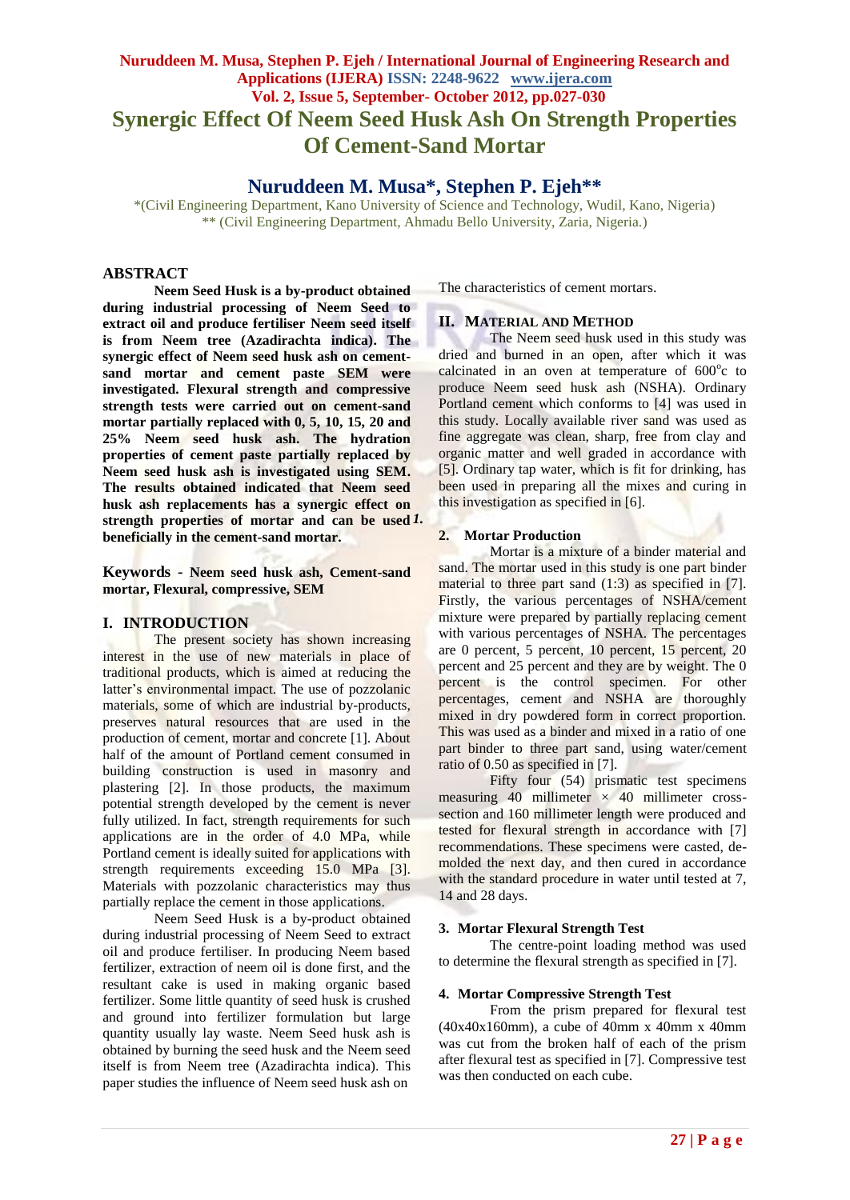# Synergic Effect Of Neem Seed Husk Ash On Strength Properties Of Cement-Sand Mortar

## Nuruddeen M. Musa*, Stephen P. Ejeh**

*(Civil Engineering Department, Kano University of Science and Technology, Wudil, Kano, Nigeria)
** (Civil Engineering Department, Ahmadu Bello University, Zaria, Nigeria.)

## ABSTRACT

**Neem Seed Husk is a by-product obtained during industrial processing of Neem Seed to extract oil and produce fertiliser Neem seed itself is from Neem tree (Azadirachta indica). The synergic effect of Neem seed husk ash on cement-sand mortar and cement paste SEM were investigated. Flexural strength and compressive strength tests were carried out on cement-sand mortar partially replaced with 0, 5, 10, 15, 20 and 25% Neem seed husk ash. The hydration properties of cement paste partially replaced by Neem seed husk ash is investigated using SEM. The results obtained indicated that Neem seed husk ash replacements has a synergic effect on strength properties of mortar and can be used beneficially in the cement-sand mortar.**

**Keywords - Neem seed husk ash, Cement-sand mortar, Flexural, compressive, SEM**

## I. INTRODUCTION

The present society has shown increasing interest in the use of new materials in place of traditional products, which is aimed at reducing the latter's environmental impact. The use of pozzolanic materials, some of which are industrial by-products, preserves natural resources that are used in the production of cement, mortar and concrete [1]. About half of the amount of Portland cement consumed in building construction is used in masonry and plastering [2]. In those products, the maximum potential strength developed by the cement is never fully utilized. In fact, strength requirements for such applications are in the order of 4.0 MPa, while Portland cement is ideally suited for applications with strength requirements exceeding 15.0 MPa [3]. Materials with pozzolanic characteristics may thus partially replace the cement in those applications.

Neem Seed Husk is a by-product obtained during industrial processing of Neem Seed to extract oil and produce fertiliser. In producing Neem based fertilizer, extraction of neem oil is done first, and the resultant cake is used in making organic based fertilizer. Some little quantity of seed husk is crushed and ground into fertilizer formulation but large quantity usually lay waste. Neem Seed husk ash is obtained by burning the seed husk and the Neem seed itself is from Neem tree (Azadirachta indica). This paper studies the influence of Neem seed husk ash on the characteristics of cement mortars.

## II. MATERIAL AND METHOD

The Neem seed husk used in this study was dried and burned in an open, after which it was calcinated in an oven at temperature of 600°c to produce Neem seed husk ash (NSHA). Ordinary Portland cement which conforms to [4] was used in this study. Locally available river sand was used as fine aggregate was clean, sharp, free from clay and organic matter and well graded in accordance with [5]. Ordinary tap water, which is fit for drinking, has been used in preparing all the mixes and curing in this investigation as specified in [6].

### 2. Mortar Production

Mortar is a mixture of a binder material and sand. The mortar used in this study is one part binder material to three part sand (1:3) as specified in [7]. Firstly, the various percentages of NSHA/cement mixture were prepared by partially replacing cement with various percentages of NSHA. The percentages are 0 percent, 5 percent, 10 percent, 15 percent, 20 percent and 25 percent and they are by weight. The 0 percent is the control specimen. For other percentages, cement and NSHA are thoroughly mixed in dry powdered form in correct proportion. This was used as a binder and mixed in a ratio of one part binder to three part sand, using water/cement ratio of 0.50 as specified in [7].

Fifty four (54) prismatic test specimens measuring 40 millimeter × 40 millimeter cross-section and 160 millimeter length were produced and tested for flexural strength in accordance with [7] recommendations. These specimens were casted, de-molded the next day, and then cured in accordance with the standard procedure in water until tested at 7, 14 and 28 days.

### 3. Mortar Flexural Strength Test

The centre-point loading method was used to determine the flexural strength as specified in [7].

### 4. Mortar Compressive Strength Test

From the prism prepared for flexural test (40x40x160mm), a cube of 40mm x 40mm x 40mm was cut from the broken half of each of the prism after flexural test as specified in [7]. Compressive test was then conducted on each cube.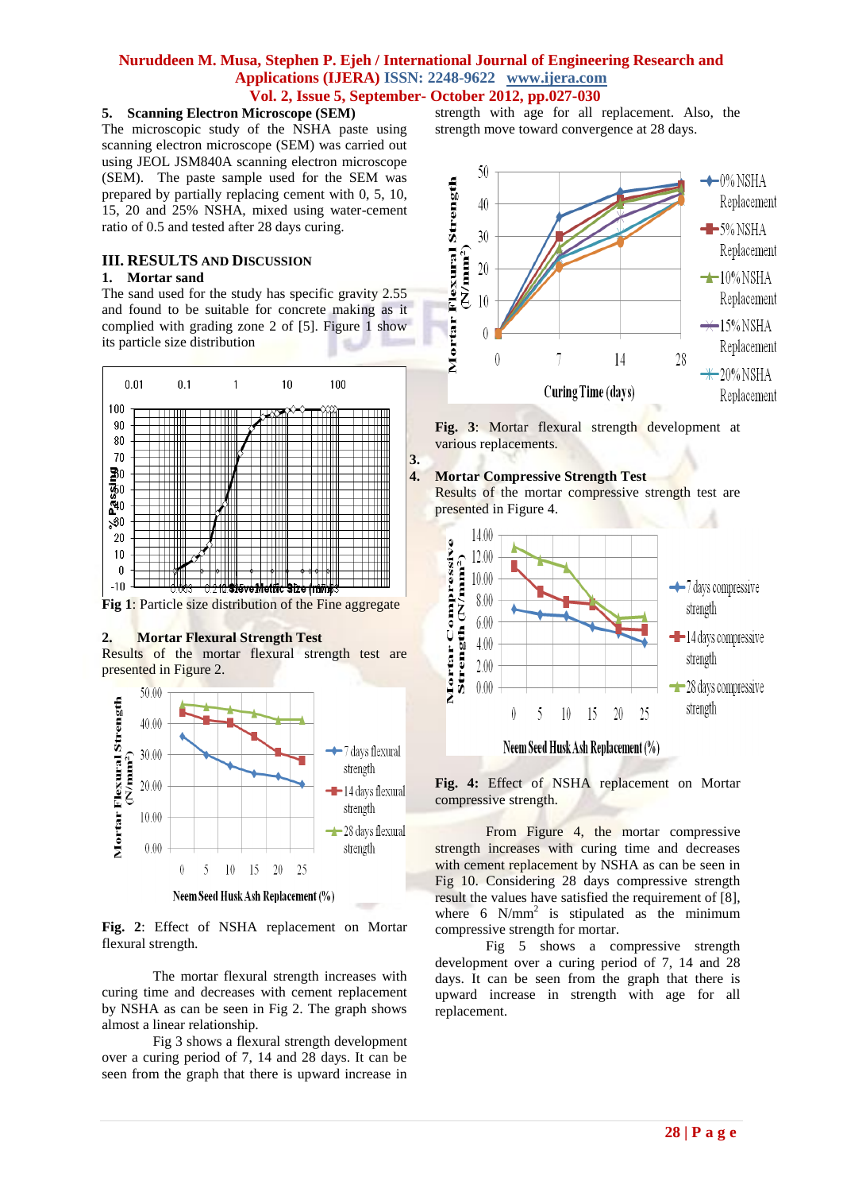**5. Scanning Electron Microscope (SEM)**

The microscopic study of the NSHA paste using scanning electron microscope (SEM) was carried out using JEOL JSM840A scanning electron microscope (SEM). The paste sample used for the SEM was prepared by partially replacing cement with 0, 5, 10, 15, 20 and 25% NSHA, mixed using water-cement ratio of 0.5 and tested after 28 days curing.

## III. RESULTS AND DISCUSSION

**1. Mortar sand**

The sand used for the study has specific gravity 2.55 and found to be suitable for concrete making as it complied with grading zone 2 of [5]. Figure 1 show its particle size distribution

**Fig 1**: Particle size distribution of the Fine aggregate

**2. Mortar Flexural Strength Test**

Results of the mortar flexural strength test are presented in Figure 2.

**Fig. 2**: Effect of NSHA replacement on Mortar flexural strength.

The mortar flexural strength increases with curing time and decreases with cement replacement by NSHA as can be seen in Fig 2. The graph shows almost a linear relationship.

Fig 3 shows a flexural strength development over a curing period of 7, 14 and 28 days. It can be seen from the graph that there is upward increase in strength with age for all replacement. Also, the strength move toward convergence at 28 days.

**Fig. 3**: Mortar flexural strength development at various replacements.

**3.**

**4. Mortar Compressive Strength Test**

Results of the mortar compressive strength test are presented in Figure 4.

**Fig. 4:** Effect of NSHA replacement on Mortar compressive strength.

From Figure 4, the mortar compressive strength increases with curing time and decreases with cement replacement by NSHA as can be seen in Fig 10. Considering 28 days compressive strength result the values have satisfied the requirement of [8], where 6 $N/mm^2$ is stipulated as the minimum compressive strength for mortar.

Fig 5 shows a compressive strength development over a curing period of 7, 14 and 28 days. It can be seen from the graph that there is upward increase in strength with age for all replacement.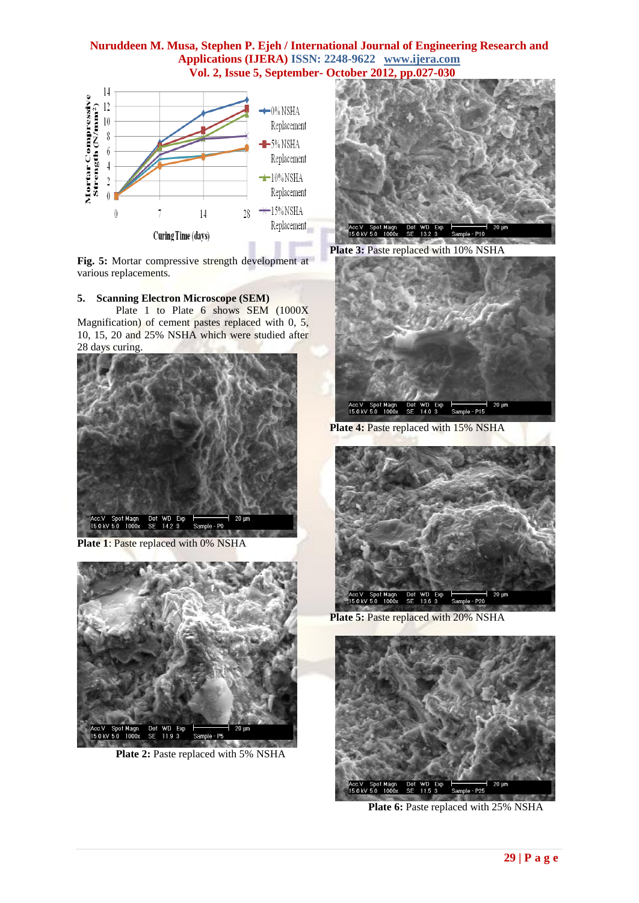Fig. 5: Mortar compressive strength development at various replacements.

## 5. Scanning Electron Microscope (SEM)

Plate 1 to Plate 6 shows SEM (1000X Magnification) of cement pastes replaced with 0, 5, 10, 15, 20 and 25% NSHA which were studied after 28 days curing.

**Plate 1**: Paste replaced with 0% NSHA

**Plate 2:** Paste replaced with 5% NSHA

**Plate 3:** Paste replaced with 10% NSHA

**Plate 4:** Paste replaced with 15% NSHA

**Plate 5:** Paste replaced with 20% NSHA

**Plate 6:** Paste replaced with 25% NSHA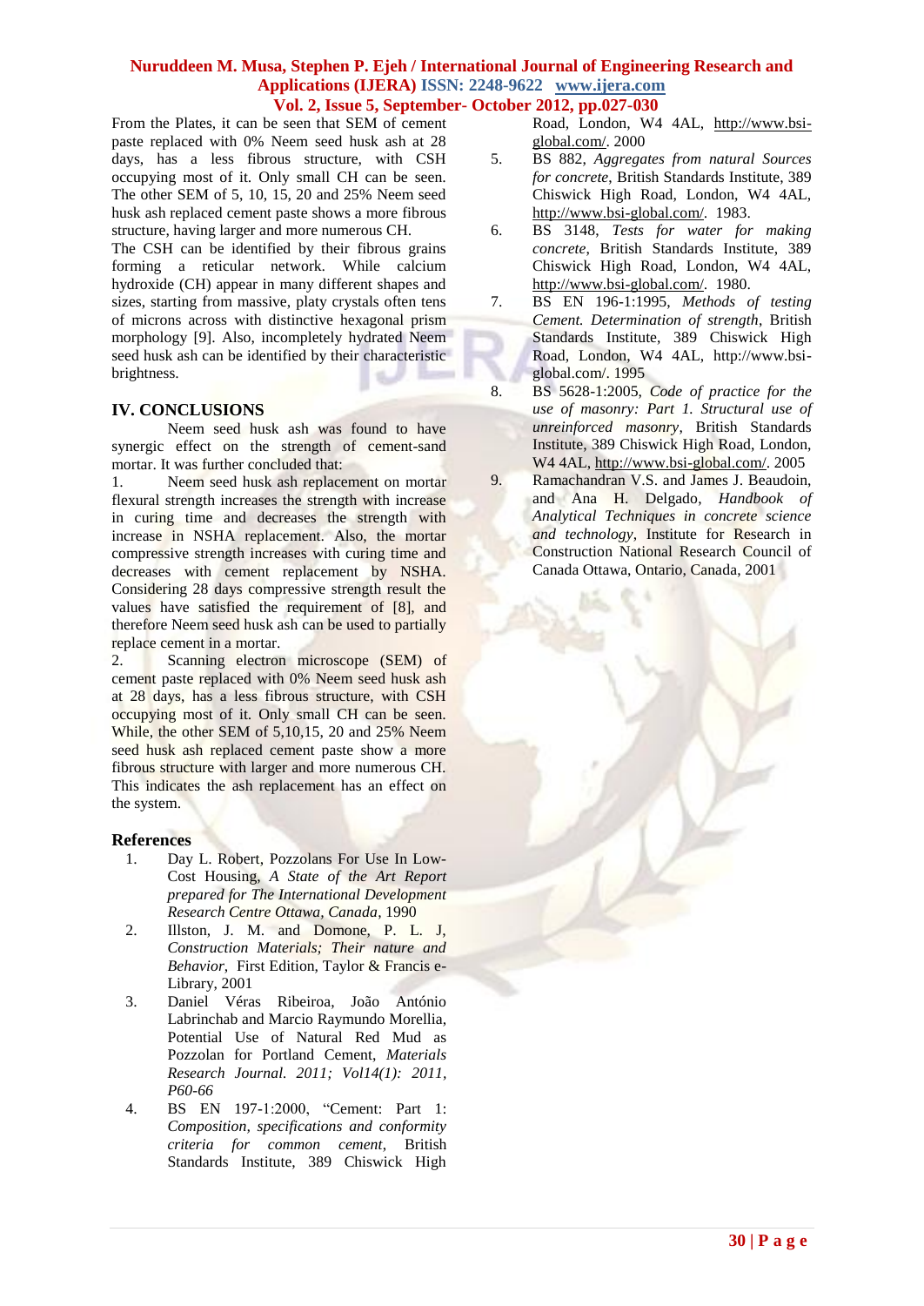From the Plates, it can be seen that SEM of cement paste replaced with 0% Neem seed husk ash at 28 days, has a less fibrous structure, with CSH occupying most of it. Only small CH can be seen. The other SEM of 5, 10, 15, 20 and 25% Neem seed husk ash replaced cement paste shows a more fibrous structure, having larger and more numerous CH.

The CSH can be identified by their fibrous grains forming a reticular network. While calcium hydroxide (CH) appear in many different shapes and sizes, starting from massive, platy crystals often tens of microns across with distinctive hexagonal prism morphology [9]. Also, incompletely hydrated Neem seed husk ash can be identified by their characteristic brightness.

## IV. CONCLUSIONS

Neem seed husk ash was found to have synergic effect on the strength of cement-sand mortar. It was further concluded that:

1. Neem seed husk ash replacement on mortar flexural strength increases the strength with increase in curing time and decreases the strength with increase in NSHA replacement. Also, the mortar compressive strength increases with curing time and decreases with cement replacement by NSHA. Considering 28 days compressive strength result the values have satisfied the requirement of [8], and therefore Neem seed husk ash can be used to partially replace cement in a mortar.
2. Scanning electron microscope (SEM) of cement paste replaced with 0% Neem seed husk ash at 28 days, has a less fibrous structure, with CSH occupying most of it. Only small CH can be seen. While, the other SEM of 5,10,15, 20 and 25% Neem seed husk ash replaced cement paste show a more fibrous structure with larger and more numerous CH. This indicates the ash replacement has an effect on the system.

## References

1. Day L. Robert, Pozzolans For Use In Low-Cost Housing, *A State of the Art Report prepared for The International Development Research Centre Ottawa, Canada*, 1990
2. Illston, J. M. and Domone, P. L. J, *Construction Materials; Their nature and Behavior*, First Edition, Taylor & Francis e-Library, 2001
3. Daniel Véras Ribeiroa, João António Labrinchab and Marcio Raymundo Morellia, Potential Use of Natural Red Mud as Pozzolan for Portland Cement, *Materials Research Journal. 2011; Vol14(1): 2011, P60-66*
4. BS EN 197-1:2000, "Cement: Part 1: *Composition, specifications and conformity criteria for common cement*, British Standards Institute, 389 Chiswick High Road, London, W4 4AL, http://www.bsi-global.com/. 2000
5. BS 882, *Aggregates from natural Sources for concrete*, British Standards Institute, 389 Chiswick High Road, London, W4 4AL, http://www.bsi-global.com/. 1983.
6. BS 3148, *Tests for water for making concrete*, British Standards Institute, 389 Chiswick High Road, London, W4 4AL, http://www.bsi-global.com/. 1980.
7. BS EN 196-1:1995, *Methods of testing Cement. Determination of strength*, British Standards Institute, 389 Chiswick High Road, London, W4 4AL, http://www.bsi-global.com/. 1995
8. BS 5628-1:2005, *Code of practice for the use of masonry: Part 1. Structural use of unreinforced masonry*, British Standards Institute, 389 Chiswick High Road, London, W4 4AL, http://www.bsi-global.com/. 2005
9. Ramachandran V.S. and James J. Beaudoin, and Ana H. Delgado, *Handbook of Analytical Techniques in concrete science and technology*, Institute for Research in Construction National Research Council of Canada Ottawa, Ontario, Canada, 2001